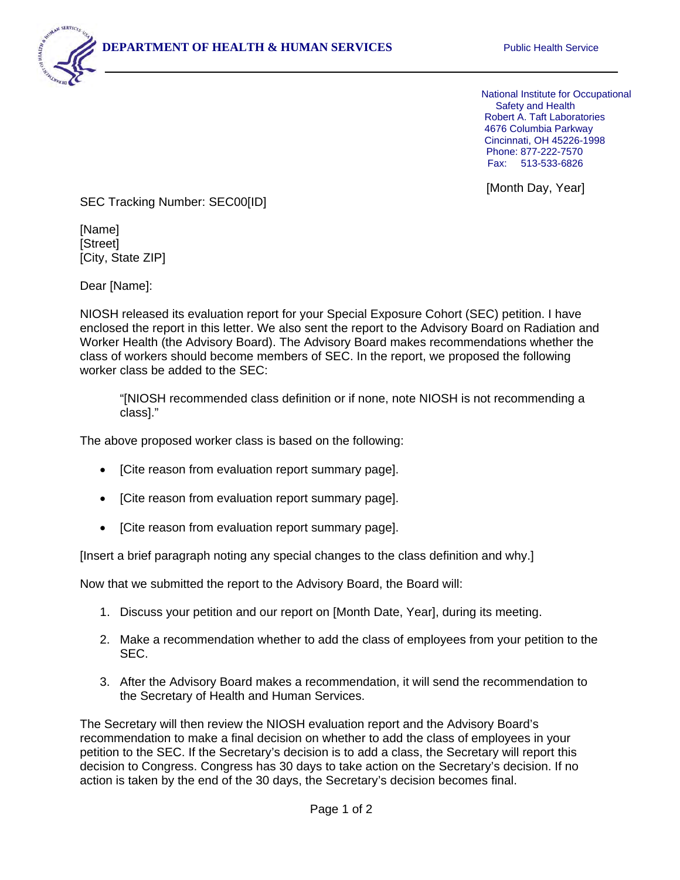**DEPARTMENT OF HEALTH & HUMAN SERVICES** Public Health Service

National Institute for Occupational
Safety and Health
Robert A. Taft Laboratories
4676 Columbia Parkway
Cincinnati, OH 45226-1998
Phone: 877-222-7570
Fax: 513-533-6826

[Month Day, Year]

SEC Tracking Number: SEC00[ID]

[Name]
[Street]
[City, State ZIP]

Dear [Name]:

NIOSH released its evaluation report for your Special Exposure Cohort (SEC) petition. I have enclosed the report in this letter. We also sent the report to the Advisory Board on Radiation and Worker Health (the Advisory Board). The Advisory Board makes recommendations whether the class of workers should become members of SEC. In the report, we proposed the following worker class be added to the SEC:

> "[NIOSH recommended class definition or if none, note NIOSH is not recommending a class]."

The above proposed worker class is based on the following:

- [Cite reason from evaluation report summary page].
- [Cite reason from evaluation report summary page].
- [Cite reason from evaluation report summary page].

[Insert a brief paragraph noting any special changes to the class definition and why.]

Now that we submitted the report to the Advisory Board, the Board will:

1. Discuss your petition and our report on [Month Date, Year], during its meeting.
2. Make a recommendation whether to add the class of employees from your petition to the SEC.
3. After the Advisory Board makes a recommendation, it will send the recommendation to the Secretary of Health and Human Services.

The Secretary will then review the NIOSH evaluation report and the Advisory Board's recommendation to make a final decision on whether to add the class of employees in your petition to the SEC. If the Secretary's decision is to add a class, the Secretary will report this decision to Congress. Congress has 30 days to take action on the Secretary's decision. If no action is taken by the end of the 30 days, the Secretary's decision becomes final.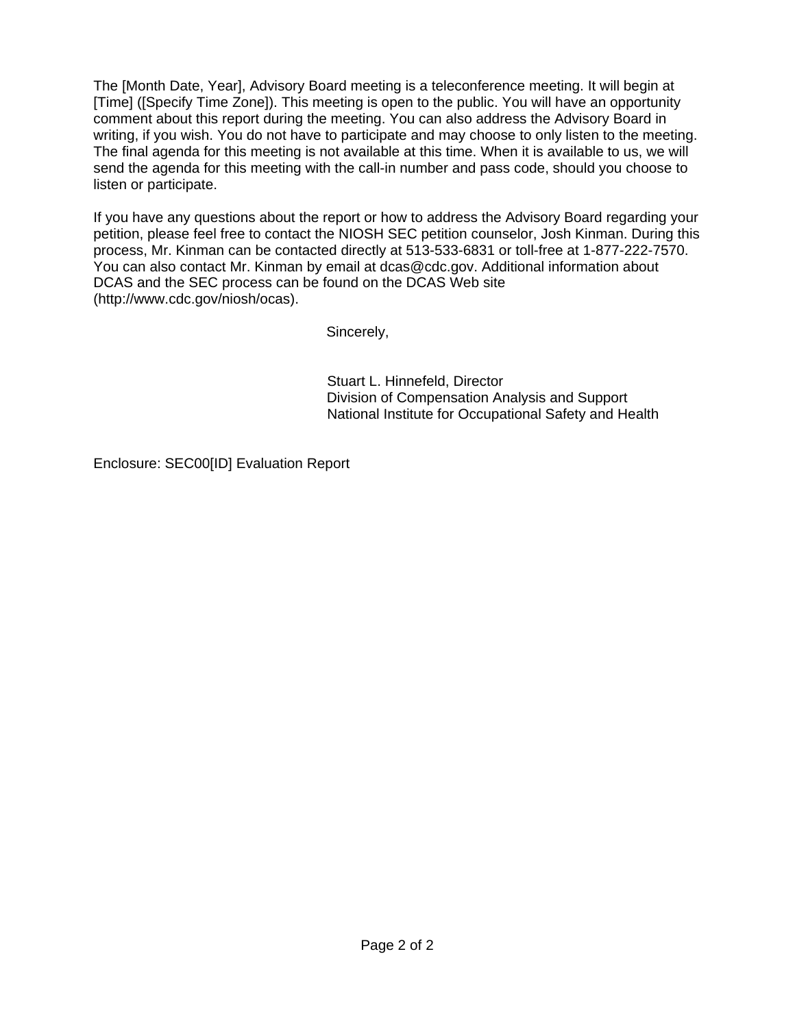The [Month Date, Year], Advisory Board meeting is a teleconference meeting. It will begin at [Time] ([Specify Time Zone]). This meeting is open to the public. You will have an opportunity comment about this report during the meeting. You can also address the Advisory Board in writing, if you wish. You do not have to participate and may choose to only listen to the meeting. The final agenda for this meeting is not available at this time. When it is available to us, we will send the agenda for this meeting with the call-in number and pass code, should you choose to listen or participate.

If you have any questions about the report or how to address the Advisory Board regarding your petition, please feel free to contact the NIOSH SEC petition counselor, Josh Kinman. During this process, Mr. Kinman can be contacted directly at 513-533-6831 or toll-free at 1-877-222-7570. You can also contact Mr. Kinman by email at dcas@cdc.gov. Additional information about DCAS and the SEC process can be found on the DCAS Web site (http://www.cdc.gov/niosh/ocas).

Sincerely,

Stuart L. Hinnefeld, Director
Division of Compensation Analysis and Support
National Institute for Occupational Safety and Health

Enclosure: SEC00[ID] Evaluation Report